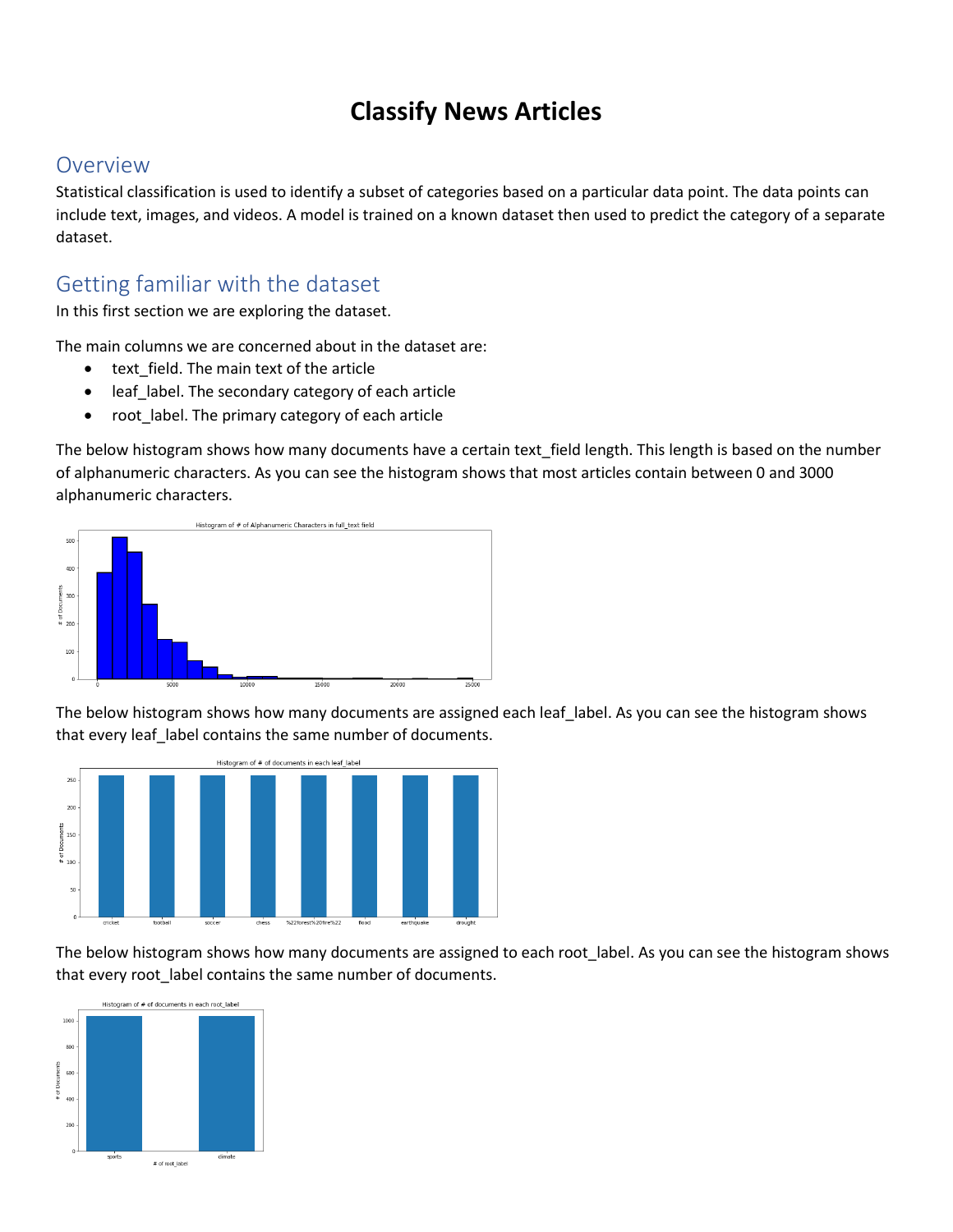# Classify News Articles

## Overview

Statistical classification is used to identify a subset of categories based on a particular data point. The data points can include text, images, and videos. A model is trained on a known dataset then used to predict the category of a separate dataset.

## Getting familiar with the dataset

In this first section we are exploring the dataset.

The main columns we are concerned about in the dataset are:

- text_field. The main text of the article
- leaf_label. The secondary category of each article
- root_label. The primary category of each article

The below histogram shows how many documents have a certain text_field length. This length is based on the number of alphanumeric characters. As you can see the histogram shows that most articles contain between 0 and 3000 alphanumeric characters.

The below histogram shows how many documents are assigned each leaf_label. As you can see the histogram shows that every leaf_label contains the same number of documents.

The below histogram shows how many documents are assigned to each root_label. As you can see the histogram shows that every root_label contains the same number of documents.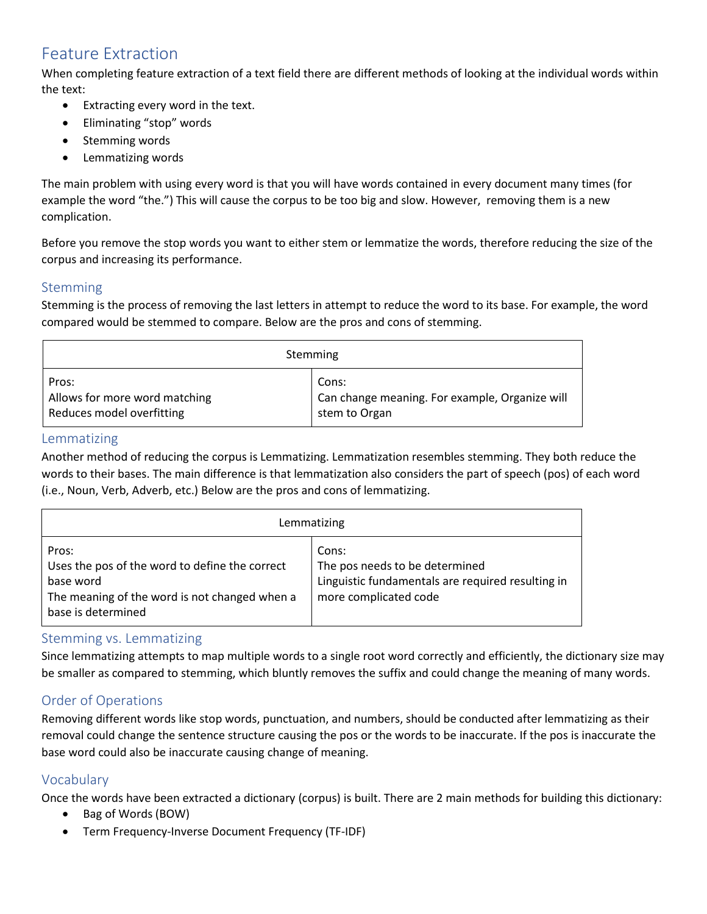# Feature Extraction

When completing feature extraction of a text field there are different methods of looking at the individual words within the text:

- Extracting every word in the text.
- Eliminating “stop” words
- Stemming words
- Lemmatizing words

The main problem with using every word is that you will have words contained in every document many times (for example the word “the.”) This will cause the corpus to be too big and slow. However,  removing them is a new complication.

Before you remove the stop words you want to either stem or lemmatize the words, therefore reducing the size of the corpus and increasing its performance.

## Stemming

Stemming is the process of removing the last letters in attempt to reduce the word to its base. For example, the word compared would be stemmed to compare. Below are the pros and cons of stemming.

| Stemming | |
|---|---|
| Pros:<br>Allows for more word matching<br>Reduces model overfitting | Cons:<br>Can change meaning. For example, Organize will stem to Organ |

## Lemmatizing

Another method of reducing the corpus is Lemmatizing. Lemmatization resembles stemming. They both reduce the words to their bases. The main difference is that lemmatization also considers the part of speech (pos) of each word (i.e., Noun, Verb, Adverb, etc.) Below are the pros and cons of lemmatizing.

| Lemmatizing | |
|---|---|
| Pros:<br>Uses the pos of the word to define the correct base word<br>The meaning of the word is not changed when a base is determined | Cons:<br>The pos needs to be determined<br>Linguistic fundamentals are required resulting in more complicated code |

## Stemming vs. Lemmatizing

Since lemmatizing attempts to map multiple words to a single root word correctly and efficiently, the dictionary size may be smaller as compared to stemming, which bluntly removes the suffix and could change the meaning of many words.

## Order of Operations

Removing different words like stop words, punctuation, and numbers, should be conducted after lemmatizing as their removal could change the sentence structure causing the pos or the words to be inaccurate. If the pos is inaccurate the base word could also be inaccurate causing change of meaning.

## Vocabulary

Once the words have been extracted a dictionary (corpus) is built. There are 2 main methods for building this dictionary:

- Bag of Words (BOW)
- Term Frequency-Inverse Document Frequency (TF-IDF)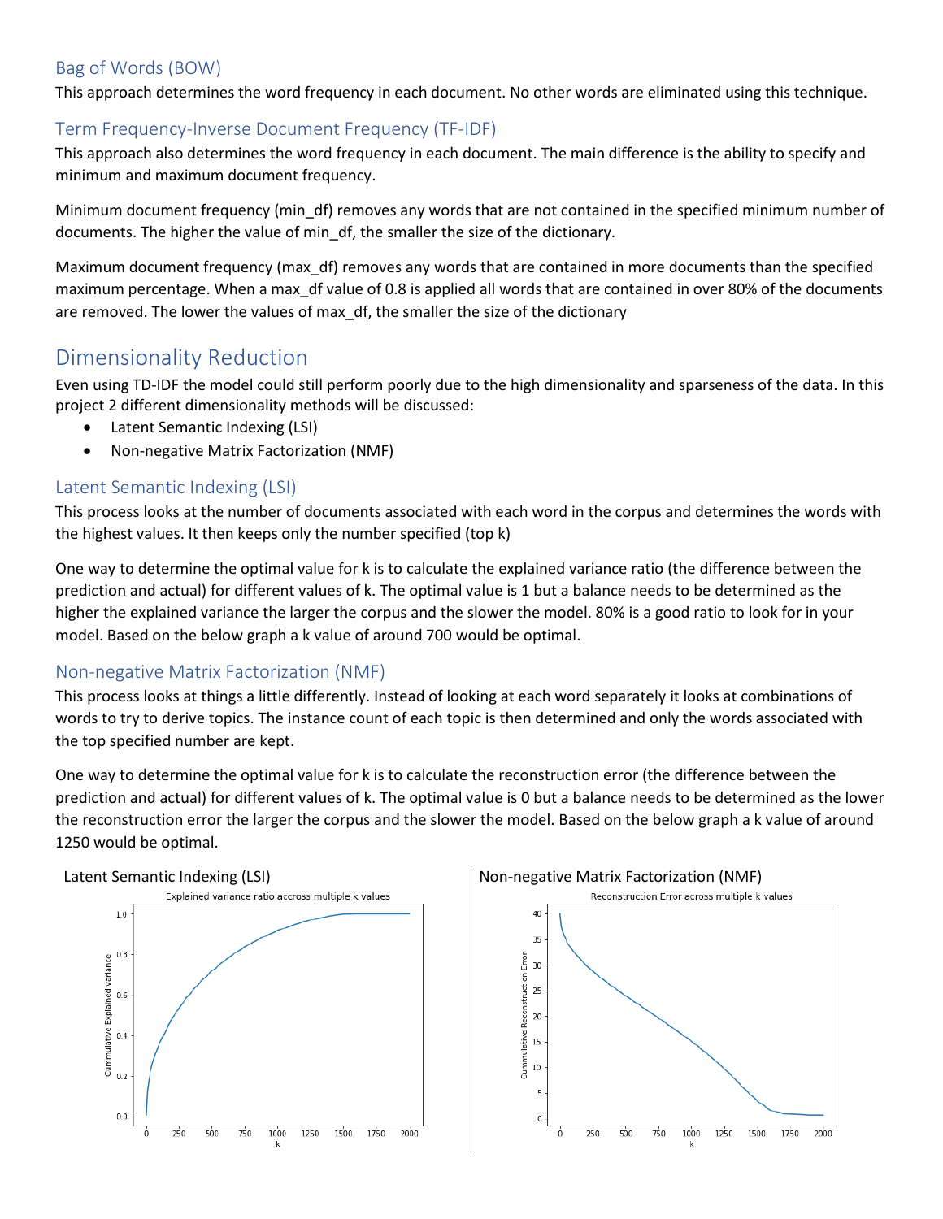### Bag of Words (BOW)

This approach determines the word frequency in each document. No other words are eliminated using this technique.

### Term Frequency-Inverse Document Frequency (TF-IDF)

This approach also determines the word frequency in each document. The main difference is the ability to specify and minimum and maximum document frequency.

Minimum document frequency (min_df) removes any words that are not contained in the specified minimum number of documents. The higher the value of min_df, the smaller the size of the dictionary.

Maximum document frequency (max_df) removes any words that are contained in more documents than the specified maximum percentage. When a max_df value of 0.8 is applied all words that are contained in over 80% of the documents are removed. The lower the values of max_df, the smaller the size of the dictionary

## Dimensionality Reduction

Even using TD-IDF the model could still perform poorly due to the high dimensionality and sparseness of the data. In this project 2 different dimensionality methods will be discussed:

- Latent Semantic Indexing (LSI)
- Non-negative Matrix Factorization (NMF)

### Latent Semantic Indexing (LSI)

This process looks at the number of documents associated with each word in the corpus and determines the words with the highest values. It then keeps only the number specified (top k)

One way to determine the optimal value for k is to calculate the explained variance ratio (the difference between the prediction and actual) for different values of k. The optimal value is 1 but a balance needs to be determined as the higher the explained variance the larger the corpus and the slower the model. 80% is a good ratio to look for in your model. Based on the below graph a k value of around 700 would be optimal.

### Non-negative Matrix Factorization (NMF)

This process looks at things a little differently. Instead of looking at each word separately it looks at combinations of words to try to derive topics. The instance count of each topic is then determined and only the words associated with the top specified number are kept.

One way to determine the optimal value for k is to calculate the reconstruction error (the difference between the prediction and actual) for different values of k. The optimal value is 0 but a balance needs to be determined as the lower the reconstruction error the larger the corpus and the slower the model. Based on the below graph a k value of around 1250 would be optimal.

Latent Semantic Indexing (LSI)

Non-negative Matrix Factorization (NMF)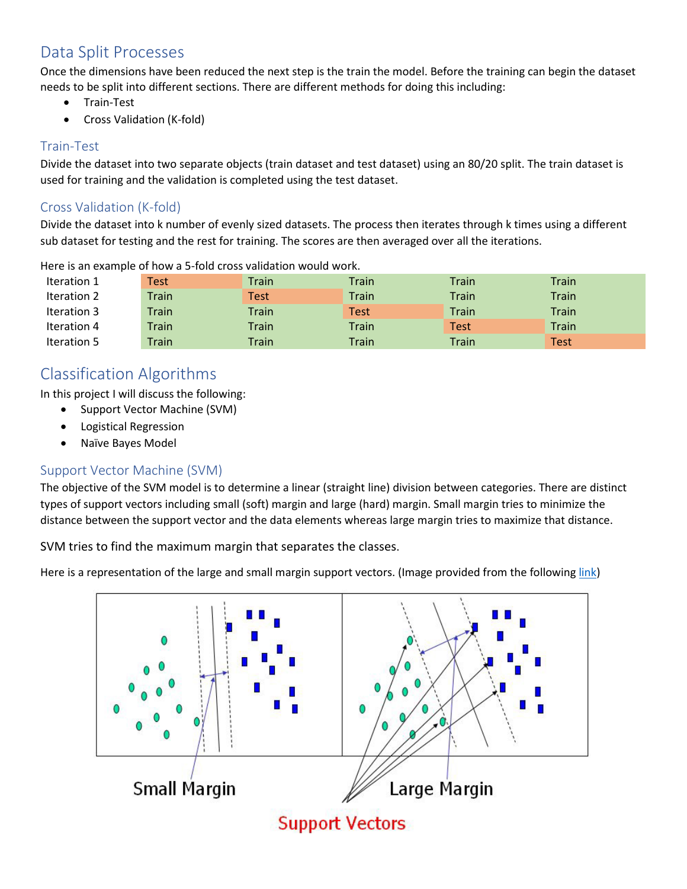## Data Split Processes

Once the dimensions have been reduced the next step is the train the model. Before the training can begin the dataset needs to be split into different sections. There are different methods for doing this including:

- Train-Test
- Cross Validation (K-fold)

### Train-Test

Divide the dataset into two separate objects (train dataset and test dataset) using an 80/20 split. The train dataset is used for training and the validation is completed using the test dataset.

### Cross Validation (K-fold)

Divide the dataset into k number of evenly sized datasets. The process then iterates through k times using a different sub dataset for testing and the rest for training. The scores are then averaged over all the iterations.

Here is an example of how a 5-fold cross validation would work.

| | | | | | |
|---|---|---|---|---|---|
| Iteration 1 | Test | Train | Train | Train | Train |
| Iteration 2 | Train | Test | Train | Train | Train |
| Iteration 3 | Train | Train | Test | Train | Train |
| Iteration 4 | Train | Train | Train | Test | Train |
| Iteration 5 | Train | Train | Train | Train | Test |

## Classification Algorithms

In this project I will discuss the following:

- Support Vector Machine (SVM)
- Logistical Regression
- Naïve Bayes Model

### Support Vector Machine (SVM)

The objective of the SVM model is to determine a linear (straight line) division between categories. There are distinct types of support vectors including small (soft) margin and large (hard) margin. Small margin tries to minimize the distance between the support vector and the data elements whereas large margin tries to maximize that distance.

SVM tries to find the maximum margin that separates the classes.

Here is a representation of the large and small margin support vectors. (Image provided from the following [link](link))

Small Margin Large Margin

Support Vectors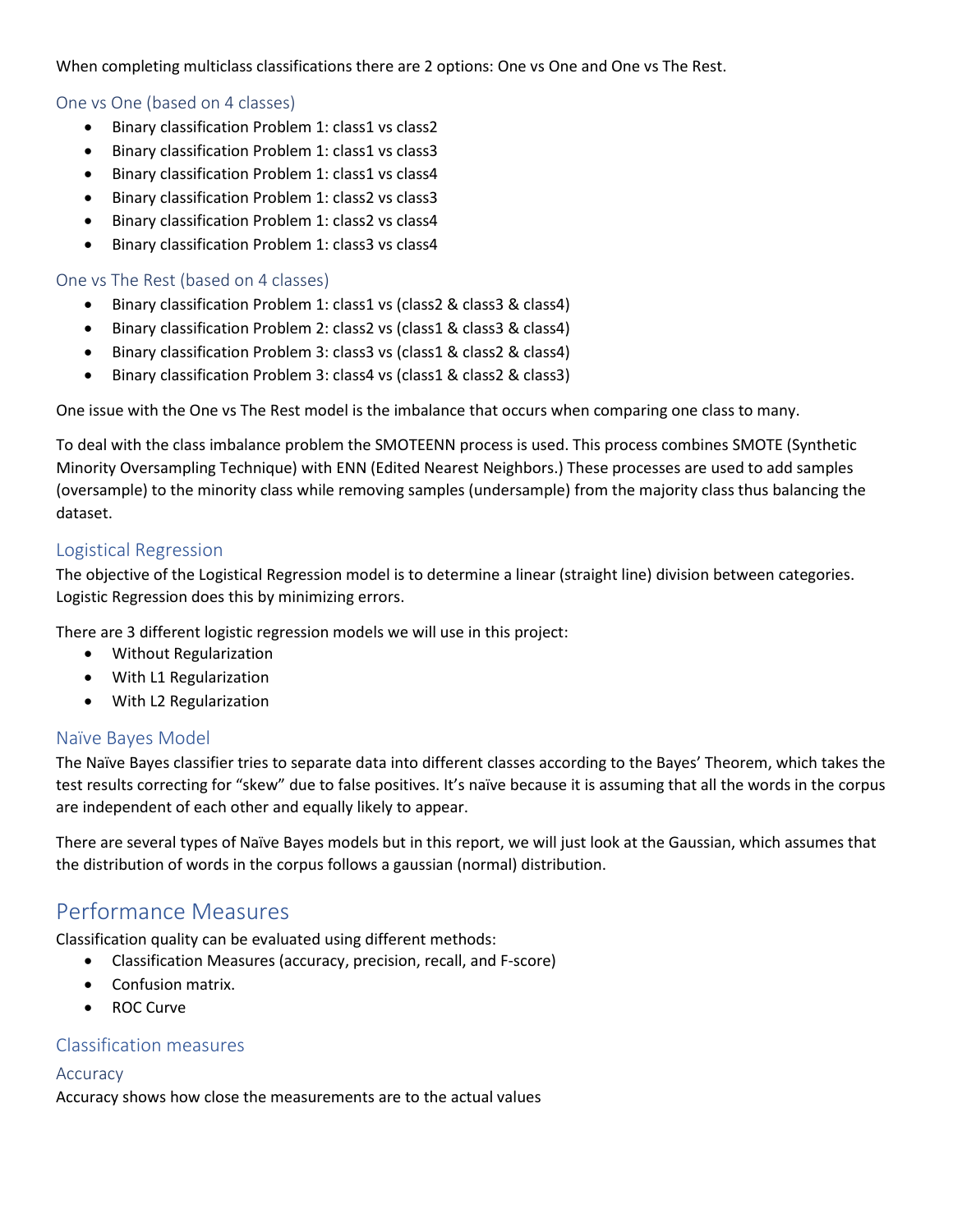When completing multiclass classifications there are 2 options: One vs One and One vs The Rest.

### One vs One (based on 4 classes)

- Binary classification Problem 1: class1 vs class2
- Binary classification Problem 1: class1 vs class3
- Binary classification Problem 1: class1 vs class4
- Binary classification Problem 1: class2 vs class3
- Binary classification Problem 1: class2 vs class4
- Binary classification Problem 1: class3 vs class4

### One vs The Rest (based on 4 classes)

- Binary classification Problem 1: class1 vs (class2 & class3 & class4)
- Binary classification Problem 2: class2 vs (class1 & class3 & class4)
- Binary classification Problem 3: class3 vs (class1 & class2 & class4)
- Binary classification Problem 3: class4 vs (class1 & class2 & class3)

One issue with the One vs The Rest model is the imbalance that occurs when comparing one class to many.

To deal with the class imbalance problem the SMOTEENN process is used. This process combines SMOTE (Synthetic Minority Oversampling Technique) with ENN (Edited Nearest Neighbors.) These processes are used to add samples (oversample) to the minority class while removing samples (undersample) from the majority class thus balancing the dataset.

## Logistical Regression

The objective of the Logistical Regression model is to determine a linear (straight line) division between categories. Logistic Regression does this by minimizing errors.

There are 3 different logistic regression models we will use in this project:

- Without Regularization
- With L1 Regularization
- With L2 Regularization

## Naïve Bayes Model

The Naïve Bayes classifier tries to separate data into different classes according to the Bayes' Theorem, which takes the test results correcting for "skew" due to false positives. It's naïve because it is assuming that all the words in the corpus are independent of each other and equally likely to appear.

There are several types of Naïve Bayes models but in this report, we will just look at the Gaussian, which assumes that the distribution of words in the corpus follows a gaussian (normal) distribution.

# Performance Measures

Classification quality can be evaluated using different methods:

- Classification Measures (accuracy, precision, recall, and F-score)
- Confusion matrix.
- ROC Curve

## Classification measures

### Accuracy

Accuracy shows how close the measurements are to the actual values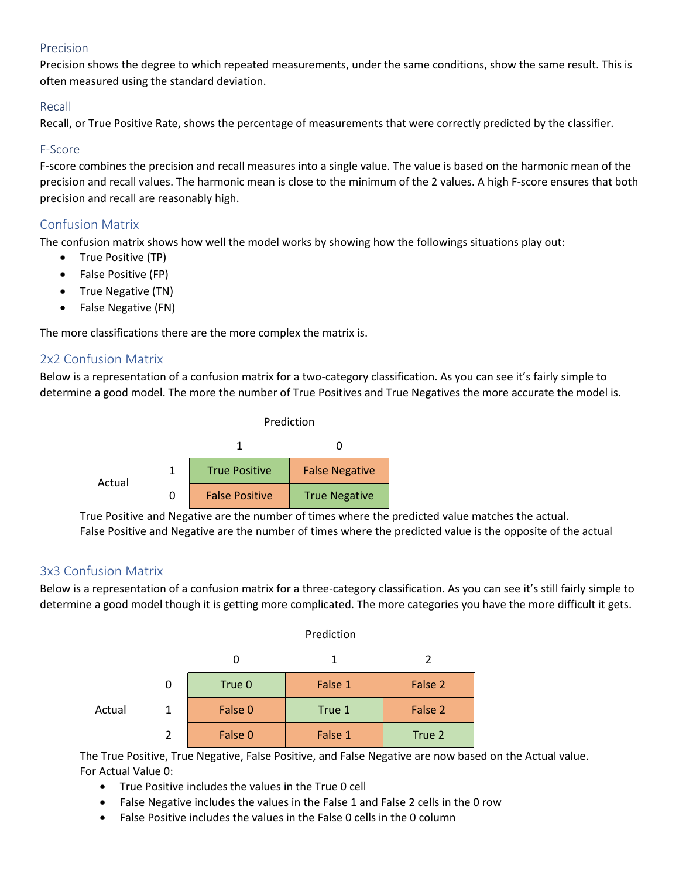### Precision

Precision shows the degree to which repeated measurements, under the same conditions, show the same result. This is often measured using the standard deviation.

### Recall

Recall, or True Positive Rate, shows the percentage of measurements that were correctly predicted by the classifier.

### F-Score

F-score combines the precision and recall measures into a single value. The value is based on the harmonic mean of the precision and recall values. The harmonic mean is close to the minimum of the 2 values. A high F-score ensures that both precision and recall are reasonably high.

## Confusion Matrix

The confusion matrix shows how well the model works by showing how the followings situations play out:

- True Positive (TP)
- False Positive (FP)
- True Negative (TN)
- False Negative (FN)

The more classifications there are the more complex the matrix is.

## 2x2 Confusion Matrix

Below is a representation of a confusion matrix for a two-category classification. As you can see it's fairly simple to determine a good model. The more the number of True Positives and True Negatives the more accurate the model is.

| | | Prediction | |
|---|---|---|---|
| | | 1 | 0 |
| Actual | 1 | True Positive | False Negative |
| | 0 | False Positive | True Negative |

True Positive and Negative are the number of times where the predicted value matches the actual.
False Positive and Negative are the number of times where the predicted value is the opposite of the actual

## 3x3 Confusion Matrix

Below is a representation of a confusion matrix for a three-category classification. As you can see it's still fairly simple to determine a good model though it is getting more complicated. The more categories you have the more difficult it gets.

| | | Prediction | | |
|---|---|---|---|---|
| | | 0 | 1 | 2 |
| Actual | 0 | True 0 | False 1 | False 2 |
| | 1 | False 0 | True 1 | False 2 |
| | 2 | False 0 | False 1 | True 2 |

The True Positive, True Negative, False Positive, and False Negative are now based on the Actual value.
For Actual Value 0:

- True Positive includes the values in the True 0 cell
- False Negative includes the values in the False 1 and False 2 cells in the 0 row
- False Positive includes the values in the False 0 cells in the 0 column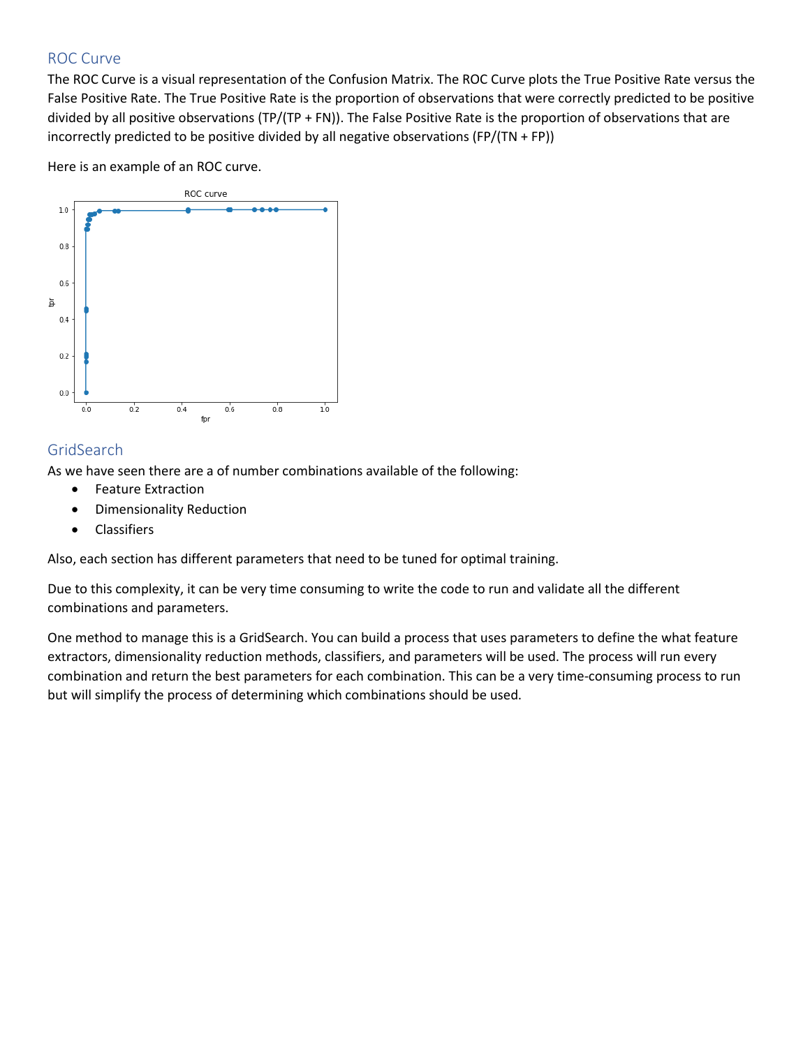## ROC Curve

The ROC Curve is a visual representation of the Confusion Matrix. The ROC Curve plots the True Positive Rate versus the False Positive Rate. The True Positive Rate is the proportion of observations that were correctly predicted to be positive divided by all positive observations (TP/(TP + FN)). The False Positive Rate is the proportion of observations that are incorrectly predicted to be positive divided by all negative observations (FP/(TN + FP))

Here is an example of an ROC curve.

## GridSearch

As we have seen there are a of number combinations available of the following:

- Feature Extraction
- Dimensionality Reduction
- Classifiers

Also, each section has different parameters that need to be tuned for optimal training.

Due to this complexity, it can be very time consuming to write the code to run and validate all the different combinations and parameters.

One method to manage this is a GridSearch. You can build a process that uses parameters to define the what feature extractors, dimensionality reduction methods, classifiers, and parameters will be used. The process will run every combination and return the best parameters for each combination. This can be a very time-consuming process to run but will simplify the process of determining which combinations should be used.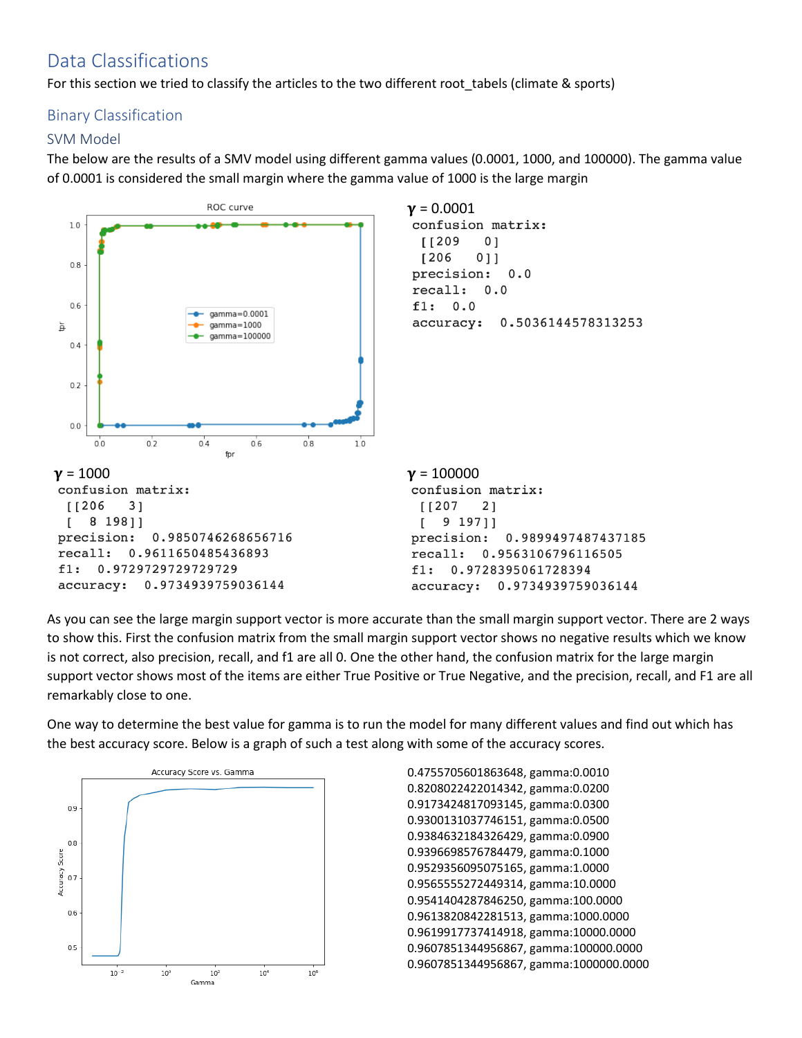## Data Classifications

For this section we tried to classify the articles to the two different root_tabels (climate & sports)

### Binary Classification

#### SVM Model

The below are the results of a SMV model using different gamma values (0.0001, 1000, and 100000). The gamma value of 0.0001 is considered the small margin where the gamma value of 1000 is the large margin

**γ = 0.0001**

```
confusion matrix:
 [[209   0]
 [206   0]]
precision:  0.0
recall:  0.0
f1:  0.0
accuracy:  0.5036144578313253
```

**γ = 1000**

```
confusion matrix:
 [[206   3]
 [  8 198]]
precision:  0.9850746268656716
recall:  0.9611650485436893
f1:  0.9729729729729729
accuracy:  0.9734939759036144
```

**γ = 100000**

```
confusion matrix:
 [[207   2]
 [  9 197]]
precision:  0.9899497487437185
recall:  0.9563106796116505
f1:  0.9728395061728394
accuracy:  0.9734939759036144
```

As you can see the large margin support vector is more accurate than the small margin support vector. There are 2 ways to show this. First the confusion matrix from the small margin support vector shows no negative results which we know is not correct, also precision, recall, and f1 are all 0. One the other hand, the confusion matrix for the large margin support vector shows most of the items are either True Positive or True Negative, and the precision, recall, and F1 are all remarkably close to one.

One way to determine the best value for gamma is to run the model for many different values and find out which has the best accuracy score. Below is a graph of such a test along with some of the accuracy scores.

0.4755705601863648, gamma:0.0010
0.8208022422014342, gamma:0.0200
0.9173424817093145, gamma:0.0300
0.9300131037746151, gamma:0.0500
0.9384632184326429, gamma:0.0900
0.9396698576784479, gamma:0.1000
0.9529356095075165, gamma:1.0000
0.9565555272449314, gamma:10.0000
0.9541404287846250, gamma:100.0000
0.9613820842281513, gamma:1000.0000
0.9619917737414918, gamma:10000.0000
0.9607851344956867, gamma:100000.0000
0.9607851344956867, gamma:1000000.0000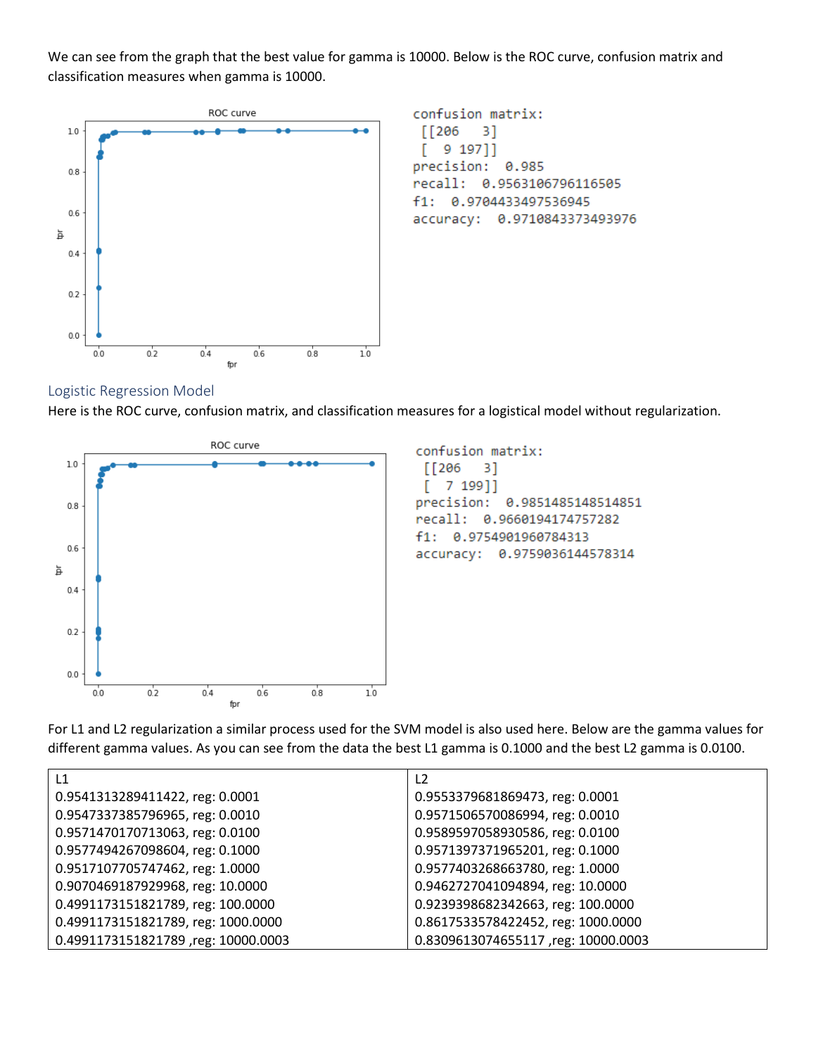We can see from the graph that the best value for gamma is 10000. Below is the ROC curve, confusion matrix and classification measures when gamma is 10000.

```
confusion matrix:
 [[206   3]
 [  9 197]]
precision:  0.985
recall:  0.9563106796116505
f1:  0.9704433497536945
accuracy:  0.9710843373493976
```

## Logistic Regression Model

Here is the ROC curve, confusion matrix, and classification measures for a logistical model without regularization.

```
confusion matrix:
 [[206   3]
 [  7 199]]
precision:  0.9851485148514851
recall:  0.9660194174757282
f1:  0.9754901960784313
accuracy:  0.9759036144578314
```

For L1 and L2 regularization a similar process used for the SVM model is also used here. Below are the gamma values for different gamma values. As you can see from the data the best L1 gamma is 0.1000 and the best L2 gamma is 0.0100.

| L1 | L2 |
|---|---|
| 0.9541313289411422, reg: 0.0001 | 0.9553379681869473, reg: 0.0001 |
| 0.9547337385796965, reg: 0.0010 | 0.9571506570086994, reg: 0.0010 |
| 0.9571470170713063, reg: 0.0100 | 0.9589597058930586, reg: 0.0100 |
| 0.9577494267098604, reg: 0.1000 | 0.9571397371965201, reg: 0.1000 |
| 0.9517107705747462, reg: 1.0000 | 0.9577403268663780, reg: 1.0000 |
| 0.9070469187929968, reg: 10.0000 | 0.9462727041094894, reg: 10.0000 |
| 0.4991173151821789, reg: 100.0000 | 0.9239398682342663, reg: 100.0000 |
| 0.4991173151821789, reg: 1000.0000 | 0.8617533578422452, reg: 1000.0000 |
| 0.4991173151821789 ,reg: 10000.0003 | 0.8309613074655117 ,reg: 10000.0003 |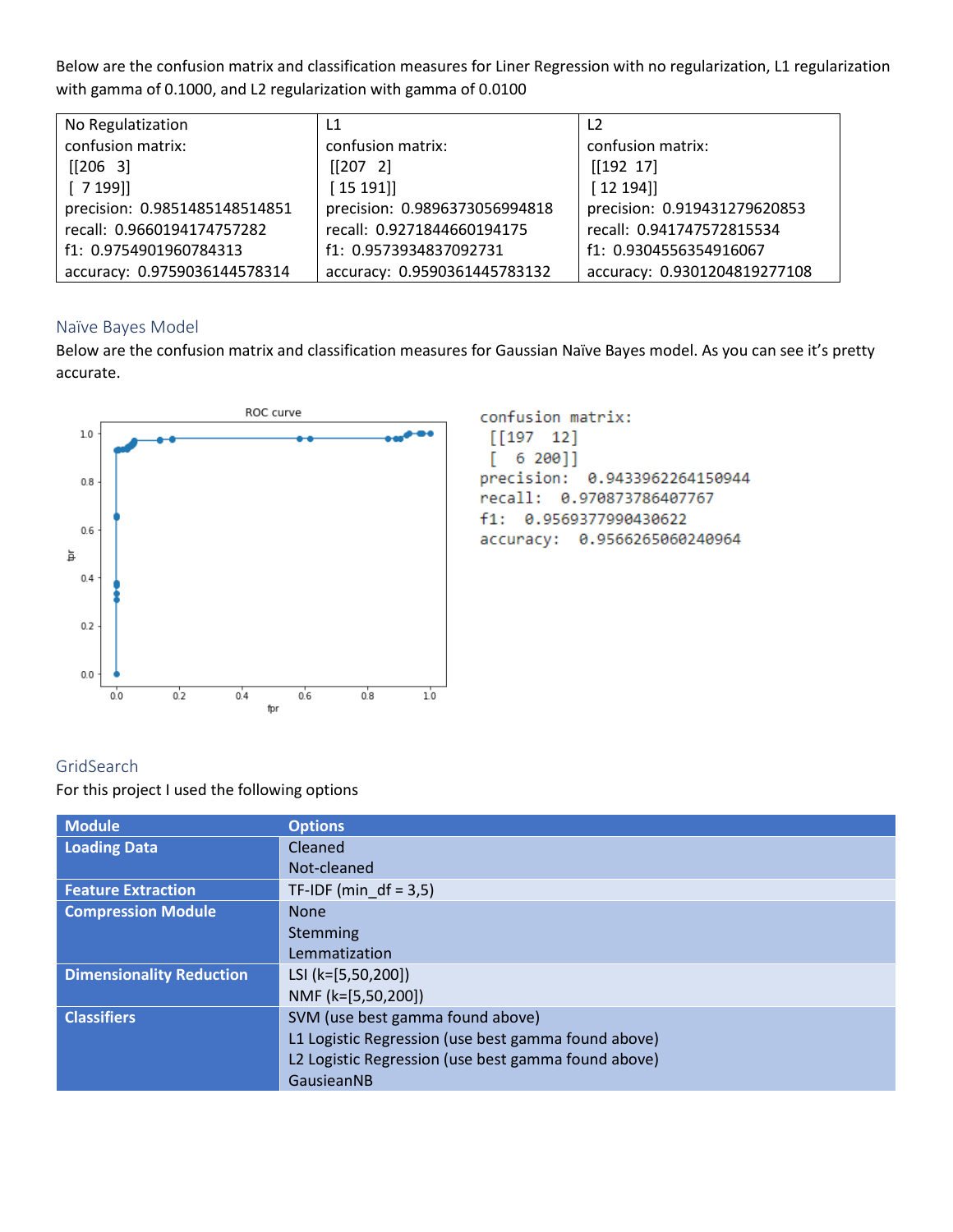Below are the confusion matrix and classification measures for Liner Regression with no regularization, L1 regularization with gamma of 0.1000, and L2 regularization with gamma of 0.0100

| No Regulization | L1 | L2 |
|---|---|---|
| confusion matrix: | confusion matrix: | confusion matrix: |
| [[206 3] | [[207 2] | [[192 17] |
| [ 7 199]] | [ 15 191]] | [ 12 194]] |
| precision: 0.9851485148514851 | precision: 0.9896373056994818 | precision: 0.919431279620853 |
| recall: 0.9660194174757282 | recall: 0.9271844660194175 | recall: 0.941747572815534 |
| f1: 0.9754901960784313 | f1: 0.9573934837092731 | f1: 0.9304556354916067 |
| accuracy: 0.9759036144578314 | accuracy: 0.9590361445783132 | accuracy: 0.9301204819277108 |

## Naïve Bayes Model

Below are the confusion matrix and classification measures for Gaussian Naïve Bayes model. As you can see it's pretty accurate.

```
confusion matrix:
 [[197  12]
 [  6 200]]
precision:  0.9433962264150944
recall:  0.970873786407767
f1:  0.9569377990430622
accuracy:  0.9566265060240964
```

## GridSearch

For this project I used the following options

| Module | Options |
|---|---|
| **Loading Data** | Cleaned<br>Not-cleaned |
| **Feature Extraction** | TF-IDF (min_df = 3,5) |
| **Compression Module** | None<br>Stemming<br>Lemmatization |
| **Dimensionality Reduction** | LSI (k=[5,50,200])<br>NMF (k=[5,50,200]) |
| **Classifiers** | SVM (use best gamma found above)<br>L1 Logistic Regression (use best gamma found above)<br>L2 Logistic Regression (use best gamma found above)<br>GausieanNB |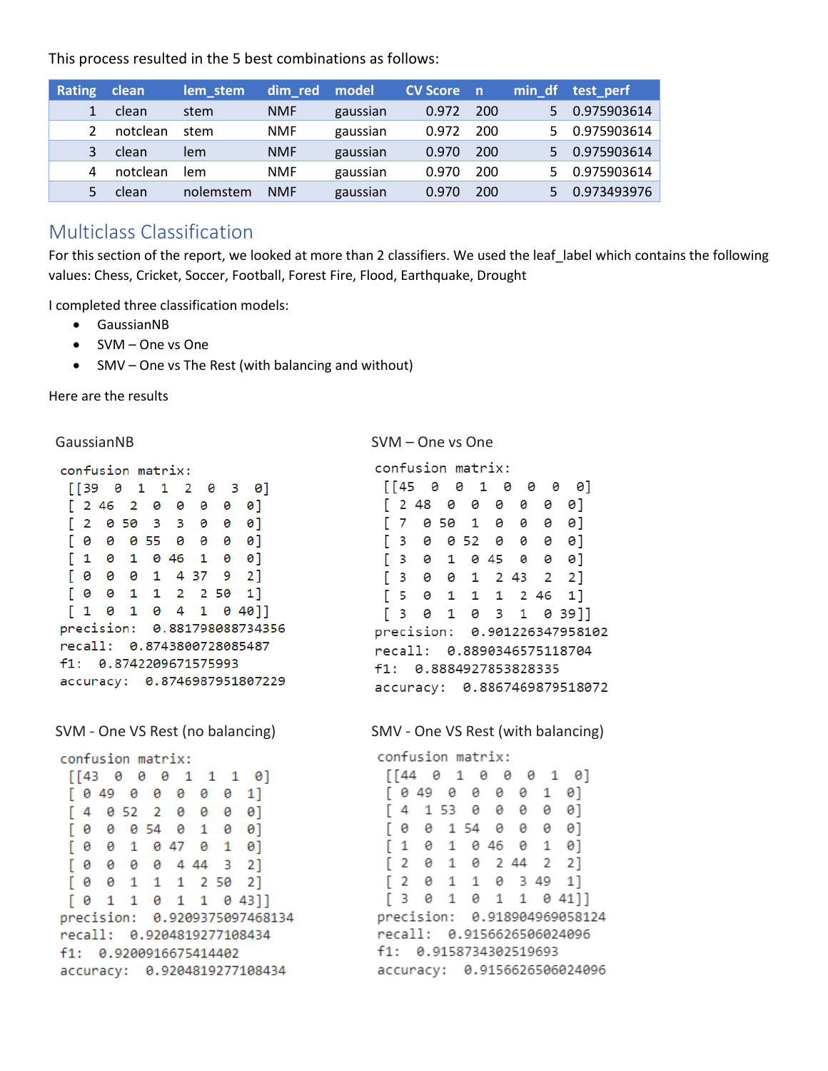This process resulted in the 5 best combinations as follows:

| Rating | clean | lem_stem | dim_red | model | CV Score | n | min_df | test_perf |
|---|---|---|---|---|---|---|---|---|
| 1 | clean | stem | NMF | gaussian | 0.972 | 200 | 5 | 0.975903614 |
| 2 | notclean | stem | NMF | gaussian | 0.972 | 200 | 5 | 0.975903614 |
| 3 | clean | lem | NMF | gaussian | 0.970 | 200 | 5 | 0.975903614 |
| 4 | notclean | lem | NMF | gaussian | 0.970 | 200 | 5 | 0.975903614 |
| 5 | clean | nolemstem | NMF | gaussian | 0.970 | 200 | 5 | 0.973493976 |

## Multiclass Classification

For this section of the report, we looked at more than 2 classifiers. We used the leaf_label which contains the following values: Chess, Cricket, Soccer, Football, Forest Fire, Flood, Earthquake, Drought

I completed three classification models:

- GaussianNB
- SVM – One vs One
- SMV – One vs The Rest (with balancing and without)

Here are the results

GaussianNB

```
confusion matrix:
 [[39  0  1  1  2  0  3  0]
 [ 2 46  2  0  0  0  0  0]
 [ 2  0 50  3  3  0  0  0]
 [ 0  0  0 55  0  0  0  0]
 [ 1  0  1  0 46  1  0  0]
 [ 0  0  0  1  4 37  9  2]
 [ 0  0  1  1  2  2 50  1]
 [ 1  0  1  0  4  1  0 40]]
precision:  0.881798088734356
recall:  0.8743800728085487
f1:  0.8742209671575993
accuracy:  0.8746987951807229
```

SVM – One vs One

```
confusion matrix:
 [[45  0  0  1  0  0  0  0]
 [ 2 48  0  0  0  0  0  0]
 [ 7  0 50  1  0  0  0  0]
 [ 3  0  0 52  0  0  0  0]
 [ 3  0  1  0 45  0  0  0]
 [ 3  0  0  1  2 43  2  2]
 [ 5  0  1  1  1  2 46  1]
 [ 3  0  1  0  3  1  0 39]]
precision:  0.901226347958102
recall:  0.8890346575118704
f1:  0.8884927853828335
accuracy:  0.8867469879518072
```

SVM - One VS Rest (no balancing)

```
confusion matrix:
 [[43  0  0  0  1  1  1  0]
 [ 0 49  0  0  0  0  0  1]
 [ 4  0 52  2  0  0  0  0]
 [ 0  0  0 54  0  1  0  0]
 [ 0  0  1  0 47  0  1  0]
 [ 0  0  0  0  4 44  3  2]
 [ 0  0  1  1  1  2 50  2]
 [ 0  1  1  0  1  1  0 43]]
precision:  0.9209375097468134
recall:  0.9204819277108434
f1:  0.9200916675414402
accuracy:  0.9204819277108434
```

SMV - One VS Rest (with balancing)

```
confusion matrix:
 [[44  0  1  0  0  0  1  0]
 [ 0 49  0  0  0  0  1  0]
 [ 4  1 53  0  0  0  0  0]
 [ 0  0  1 54  0  0  0  0]
 [ 1  0  1  0 46  0  1  0]
 [ 2  0  1  0  2 44  2  2]
 [ 2  0  1  1  0  3 49  1]
 [ 3  0  1  0  1  1  0 41]]
precision:  0.918904969058124
recall:  0.9156626506024096
f1:  0.9158734302519693
accuracy:  0.9156626506024096
```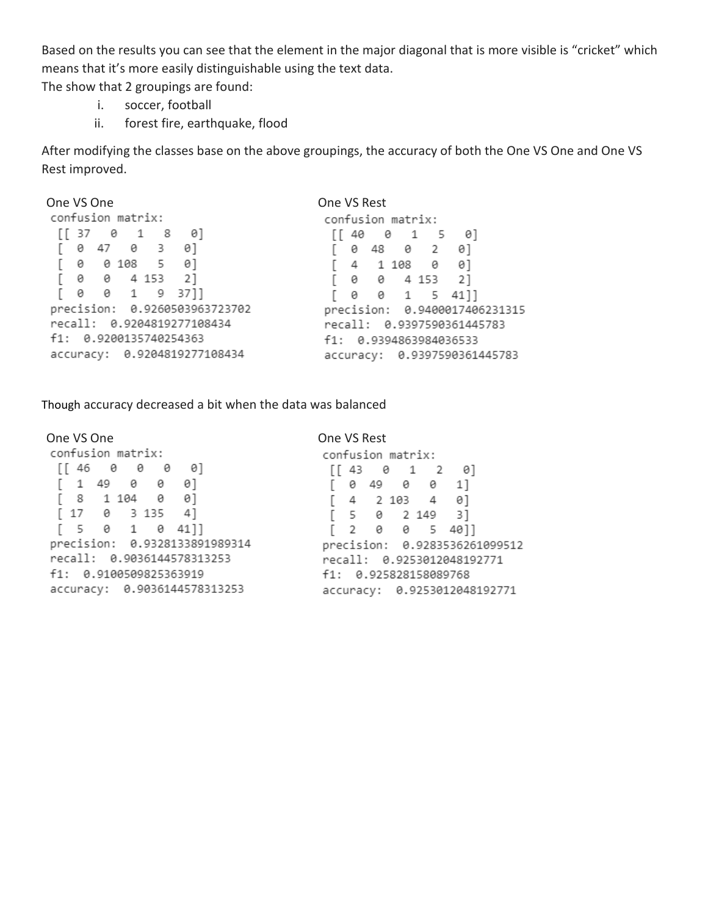Based on the results you can see that the element in the major diagonal that is more visible is "cricket" which means that it's more easily distinguishable using the text data.

The show that 2 groupings are found:

i. soccer, football

ii. forest fire, earthquake, flood

After modifying the classes base on the above groupings, the accuracy of both the One VS One and One VS Rest improved.

One VS One

```
confusion matrix:
 [[ 37   0   1   8   0]
 [  0  47   0   3   0]
 [  0   0 108   5   0]
 [  0   0   4 153   2]
 [  0   0   1   9  37]]
precision:  0.9260503963723702
recall:  0.9204819277108434
f1:  0.9200135740254363
accuracy:  0.9204819277108434
```

One VS Rest

```
confusion matrix:
 [[ 40   0   1   5   0]
 [  0  48   0   2   0]
 [  4   1 108   0   0]
 [  0   0   4 153   2]
 [  0   0   1   5  41]]
precision:  0.9400017406231315
recall:  0.9397590361445783
f1:  0.9394863984036533
accuracy:  0.9397590361445783
```

Though accuracy decreased a bit when the data was balanced

One VS One

```
confusion matrix:
 [[ 46   0   0   0   0]
 [  1  49   0   0   0]
 [  8   1 104   0   0]
 [ 17   0   3 135   4]
 [  5   0   1   0  41]]
precision:  0.9328133891989314
recall:  0.9036144578313253
f1:  0.9100509825363919
accuracy:  0.9036144578313253
```

One VS Rest

```
confusion matrix:
 [[ 43   0   1   2   0]
 [  0  49   0   0   1]
 [  4   2 103   4   0]
 [  5   0   2 149   3]
 [  2   0   0   5  40]]
precision:  0.9283536261099512
recall:  0.9253012048192771
f1:  0.925828158089768
accuracy:  0.9253012048192771
```